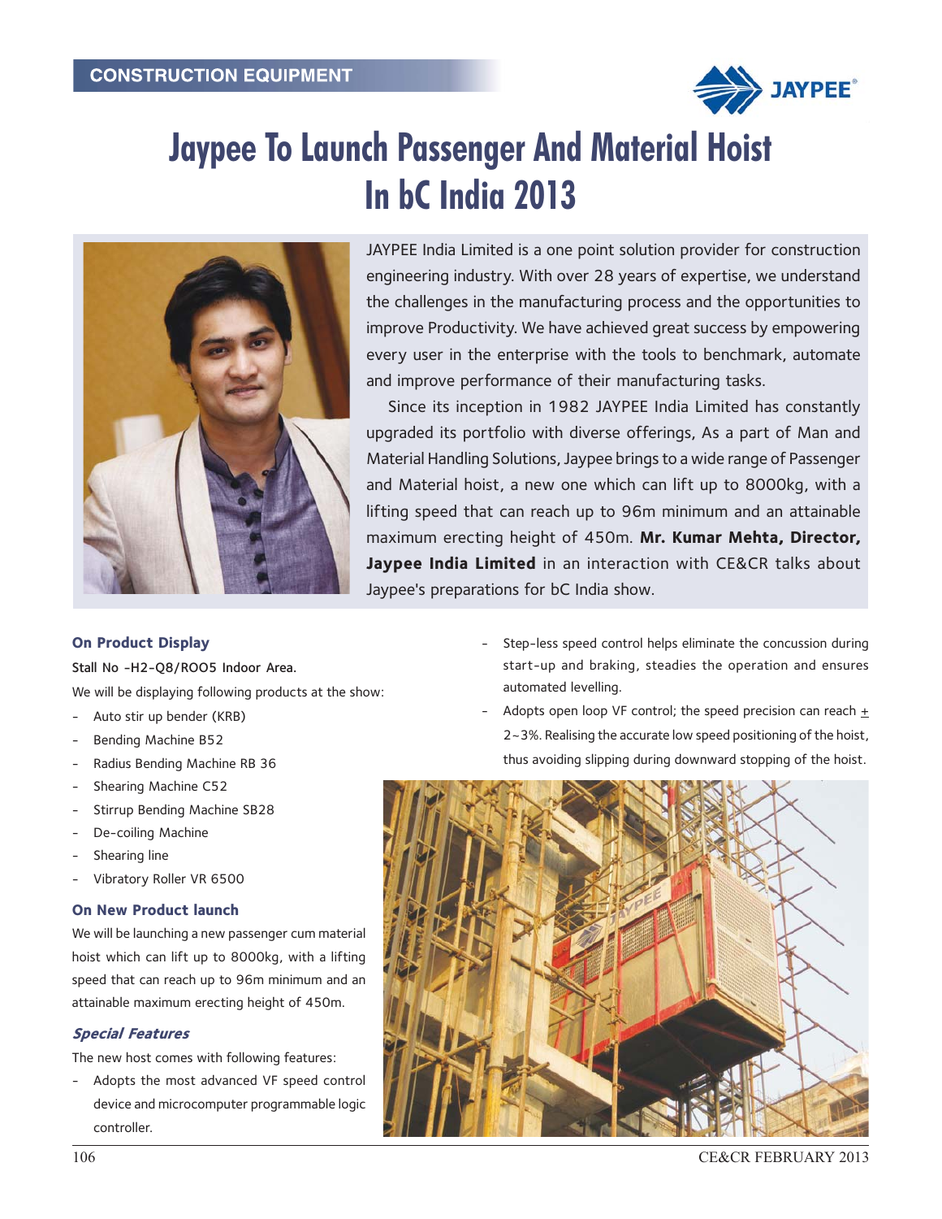# Jaypee To Launch Passenger And Material Hoist In bC India 2013

JAYPEE India Limited is a one point solution provider for construction engineering industry. With over 28 years of expertise, we understand the challenges in the manufacturing process and the opportunities to improve Productivity. We have achieved great success by empowering every user in the enterprise with the tools to benchmark, automate and improve performance of their manufacturing tasks.

Since its inception in 1982 JAYPEE India Limited has constantly upgraded its portfolio with diverse offerings, As a part of Man and Material Handling Solutions, Jaypee brings to a wide range of Passenger and Material hoist, a new one which can lift up to 8000kg, with a lifting speed that can reach up to 96m minimum and an attainable maximum erecting height of 450m. **Mr. Kumar Mehta, Director, Jaypee India Limited** in an interaction with CE&CR talks about Jaypee's preparations for bC India show.

### On Product Display

Stall No -H2-Q8/ROO5 Indoor Area.

We will be displaying following products at the show:

- Auto stir up bender (KRB)
- Bending Machine B52
- Radius Bending Machine RB 36
- Shearing Machine C52
- Stirrup Bending Machine SB28
- De-coiling Machine
- Shearing line
- Vibratory Roller VR 6500

### On New Product launch

We will be launching a new passenger cum material hoist which can lift up to 8000kg, with a lifting speed that can reach up to 96m minimum and an attainable maximum erecting height of 450m.

### *Special Features*

The new host comes with following features:

- Adopts the most advanced VF speed control device and microcomputer programmable logic controller.
- Step-less speed control helps eliminate the concussion during start-up and braking, steadies the operation and ensures automated levelling.
- Adopts open loop VF control; the speed precision can reach ± 2~3%. Realising the accurate low speed positioning of the hoist, thus avoiding slipping during downward stopping of the hoist.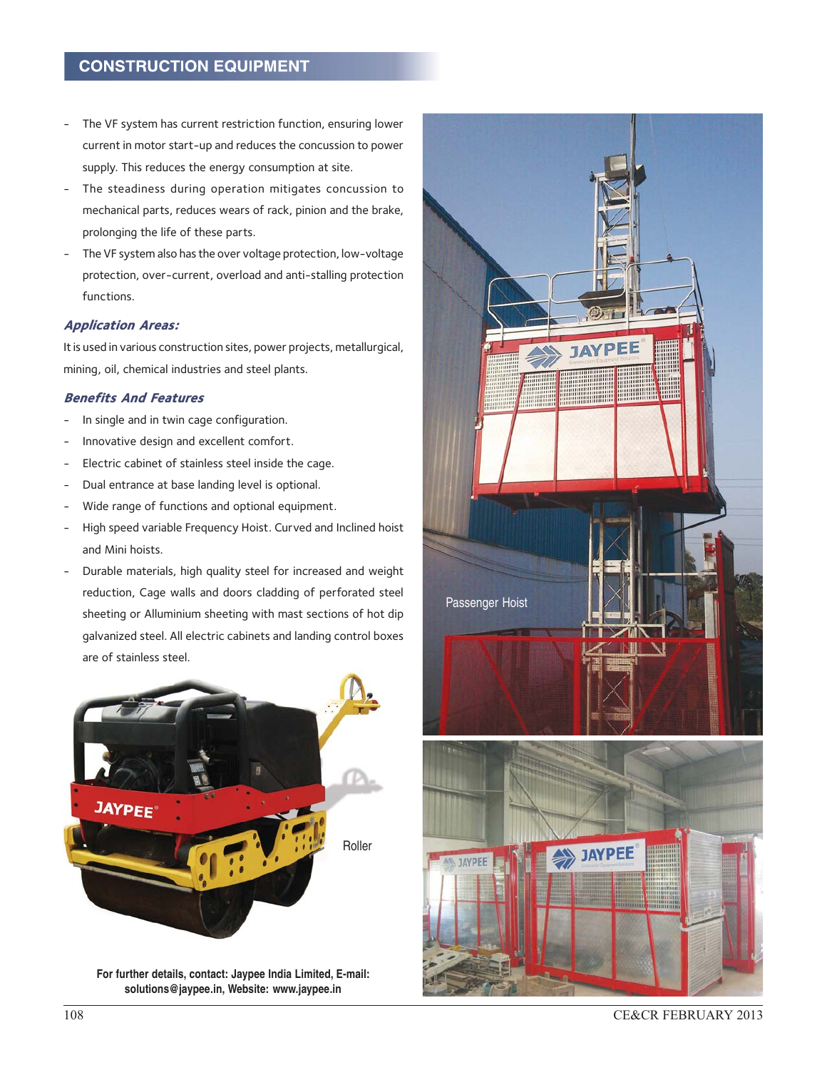- The VF system has current restriction function, ensuring lower current in motor start-up and reduces the concussion to power supply. This reduces the energy consumption at site.
- The steadiness during operation mitigates concussion to mechanical parts, reduces wears of rack, pinion and the brake, prolonging the life of these parts.
- The VF system also has the over voltage protection, low-voltage protection, over-current, overload and anti-stalling protection functions.

### *Application Areas:*

It is used in various construction sites, power projects, metallurgical, mining, oil, chemical industries and steel plants.

### *Benefits And Features*

- In single and in twin cage configuration.
- Innovative design and excellent comfort.
- Electric cabinet of stainless steel inside the cage.
- Dual entrance at base landing level is optional.
- Wide range of functions and optional equipment.
- High speed variable Frequency Hoist. Curved and Inclined hoist and Mini hoists.
- Durable materials, high quality steel for increased and weight reduction, Cage walls and doors cladding of perforated steel sheeting or Alluminium sheeting with mast sections of hot dip galvanized steel. All electric cabinets and landing control boxes are of stainless steel.

Roller

Passenger Hoist

**For further details, contact: Jaypee India Limited, E-mail: solutions@jaypee.in, Website: www.jaypee.in**